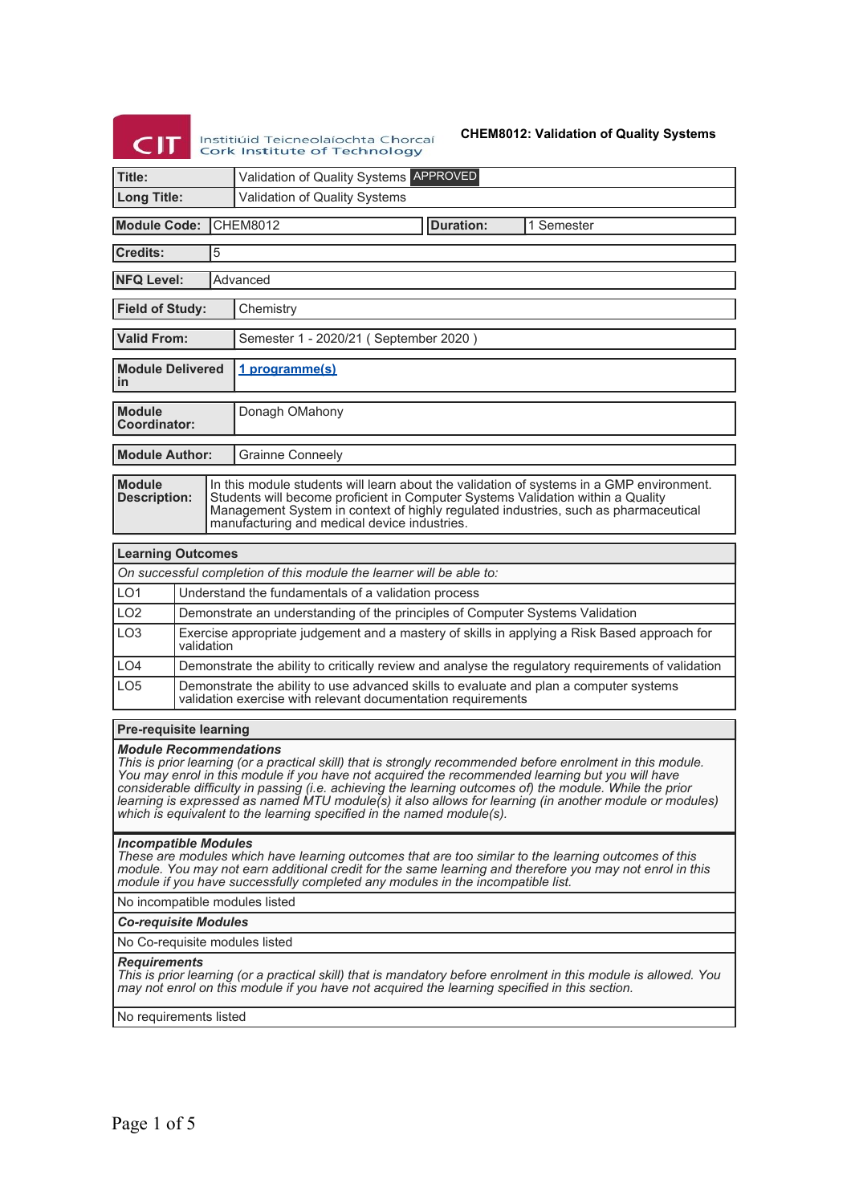# CHEM8012: Validation of Quality Systems

| | |
|---|---|
| **Title:** | Validation of Quality Systems APPROVED |
| **Long Title:** | Validation of Quality Systems |

| | | | |
|---|---|---|---|
| **Module Code:** | CHEM8012 | **Duration:** | 1 Semester |

| | |
|---|---|
| **Credits:** | 5 |
| **NFQ Level:** | Advanced |
| **Field of Study:** | Chemistry |
| **Valid From:** | Semester 1 - 2020/21 ( September 2020 ) |
| **Module Delivered in** | 1 programme(s) |
| **Module Coordinator:** | Donagh OMahony |
| **Module Author:** | Grainne Conneely |
| **Module Description:** | In this module students will learn about the validation of systems in a GMP environment. Students will become proficient in Computer Systems Validation within a Quality Management System in context of highly regulated industries, such as pharmaceutical manufacturing and medical device industries. |

## Learning Outcomes

*On successful completion of this module the learner will be able to:*

| | |
|---|---|
| LO1 | Understand the fundamentals of a validation process |
| LO2 | Demonstrate an understanding of the principles of Computer Systems Validation |
| LO3 | Exercise appropriate judgement and a mastery of skills in applying a Risk Based approach for validation |
| LO4 | Demonstrate the ability to critically review and analyse the regulatory requirements of validation |
| LO5 | Demonstrate the ability to use advanced skills to evaluate and plan a computer systems validation exercise with relevant documentation requirements |

## Pre-requisite learning

***Module Recommendations***

*This is prior learning (or a practical skill) that is strongly recommended before enrolment in this module. You may enrol in this module if you have not acquired the recommended learning but you will have considerable difficulty in passing (i.e. achieving the learning outcomes of) the module. While the prior learning is expressed as named MTU module(s) it also allows for learning (in another module or modules) which is equivalent to the learning specified in the named module(s).*

***Incompatible Modules***

*These are modules which have learning outcomes that are too similar to the learning outcomes of this module. You may not earn additional credit for the same learning and therefore you may not enrol in this module if you have successfully completed any modules in the incompatible list.*

No incompatible modules listed

***Co-requisite Modules***

No Co-requisite modules listed

***Requirements***

*This is prior learning (or a practical skill) that is mandatory before enrolment in this module is allowed. You may not enrol on this module if you have not acquired the learning specified in this section.*

No requirements listed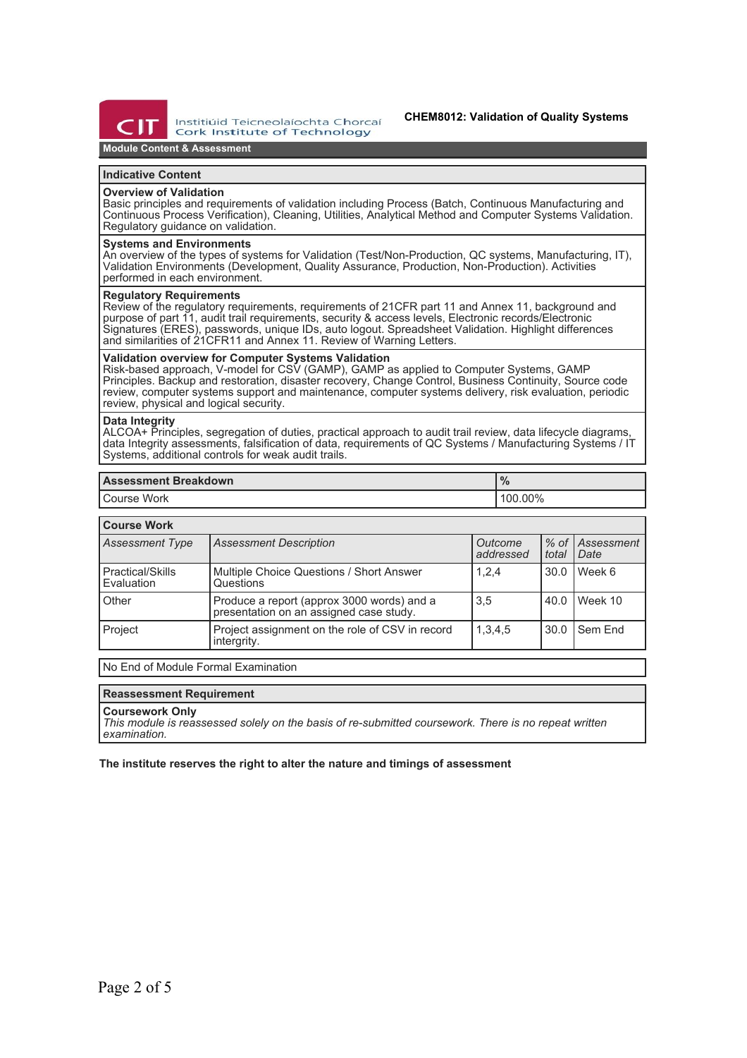**CHEM8012: Validation of Quality Systems**

## Module Content & Assessment

### Indicative Content

**Overview of Validation**
Basic principles and requirements of validation including Process (Batch, Continuous Manufacturing and Continuous Process Verification), Cleaning, Utilities, Analytical Method and Computer Systems Validation. Regulatory guidance on validation.

**Systems and Environments**
An overview of the types of systems for Validation (Test/Non-Production, QC systems, Manufacturing, IT), Validation Environments (Development, Quality Assurance, Production, Non-Production). Activities performed in each environment.

**Regulatory Requirements**
Review of the regulatory requirements, requirements of 21CFR part 11 and Annex 11, background and purpose of part 11, audit trail requirements, security & access levels, Electronic records/Electronic Signatures (ERES), passwords, unique IDs, auto logout. Spreadsheet Validation. Highlight differences and similarities of 21CFR11 and Annex 11. Review of Warning Letters.

**Validation overview for Computer Systems Validation**
Risk-based approach, V-model for CSV (GAMP), GAMP as applied to Computer Systems, GAMP Principles. Backup and restoration, disaster recovery, Change Control, Business Continuity, Source code review, computer systems support and maintenance, computer systems delivery, risk evaluation, periodic review, physical and logical security.

**Data Integrity**
ALCOA+ Principles, segregation of duties, practical approach to audit trail review, data lifecycle diagrams, data Integrity assessments, falsification of data, requirements of QC Systems / Manufacturing Systems / IT Systems, additional controls for weak audit trails.

| Assessment Breakdown | % |
|---|---|
| Course Work | 100.00% |

**Course Work**

| *Assessment Type* | *Assessment Description* | *Outcome addressed* | *% of total* | *Assessment Date* |
|---|---|---|---|---|
| Practical/Skills Evaluation | Multiple Choice Questions / Short Answer Questions | 1,2,4 | 30.0 | Week 6 |
| Other | Produce a report (approx 3000 words) and a presentation on an assigned case study. | 3,5 | 40.0 | Week 10 |
| Project | Project assignment on the role of CSV in record intergrity. | 1,3,4,5 | 30.0 | Sem End |

No End of Module Formal Examination

### Reassessment Requirement

**Coursework Only**
*This module is reassessed solely on the basis of re-submitted coursework. There is no repeat written examination.*

**The institute reserves the right to alter the nature and timings of assessment**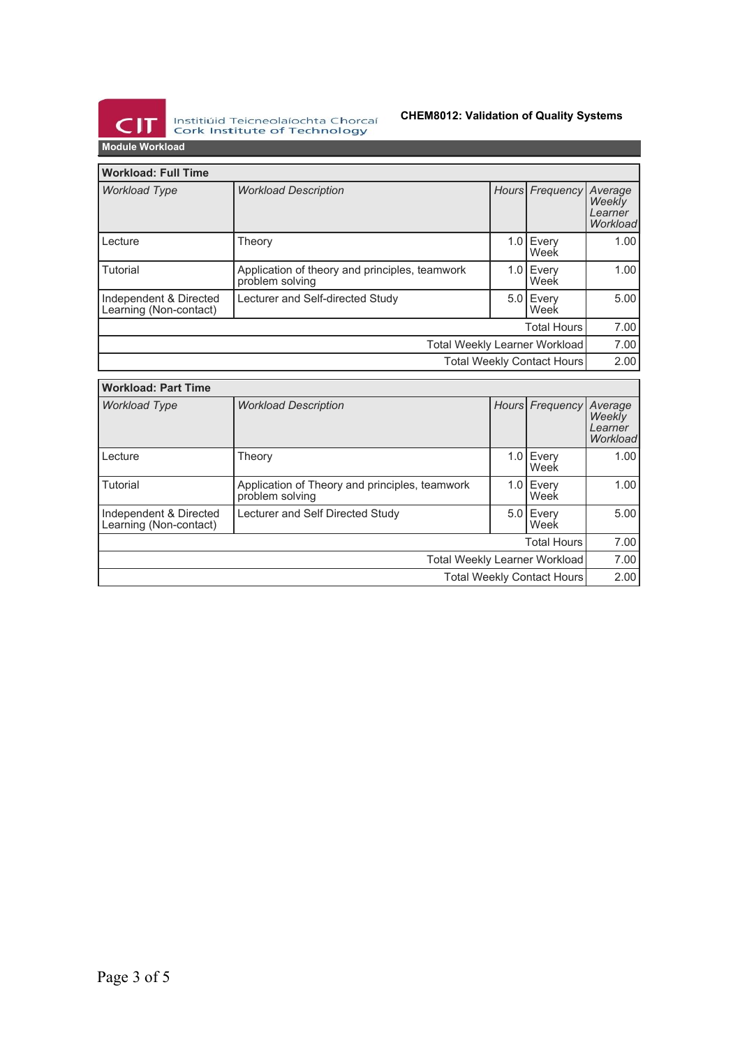## Module Workload

| Workload: Full Time | | | | |
|---|---|---|---|---|
| *Workload Type* | *Workload Description* | *Hours* | *Frequency* | *Average Weekly Learner Workload* |
| Lecture | Theory | 1.0 | Every Week | 1.00 |
| Tutorial | Application of theory and principles, teamwork problem solving | 1.0 | Every Week | 1.00 |
| Independent & Directed Learning (Non-contact) | Lecturer and Self-directed Study | 5.0 | Every Week | 5.00 |
| | | | Total Hours | 7.00 |
| | | | Total Weekly Learner Workload | 7.00 |
| | | | Total Weekly Contact Hours | 2.00 |

| Workload: Part Time | | | | |
|---|---|---|---|---|
| *Workload Type* | *Workload Description* | *Hours* | *Frequency* | *Average Weekly Learner Workload* |
| Lecture | Theory | 1.0 | Every Week | 1.00 |
| Tutorial | Application of Theory and principles, teamwork problem solving | 1.0 | Every Week | 1.00 |
| Independent & Directed Learning (Non-contact) | Lecturer and Self Directed Study | 5.0 | Every Week | 5.00 |
| | | | Total Hours | 7.00 |
| | | | Total Weekly Learner Workload | 7.00 |
| | | | Total Weekly Contact Hours | 2.00 |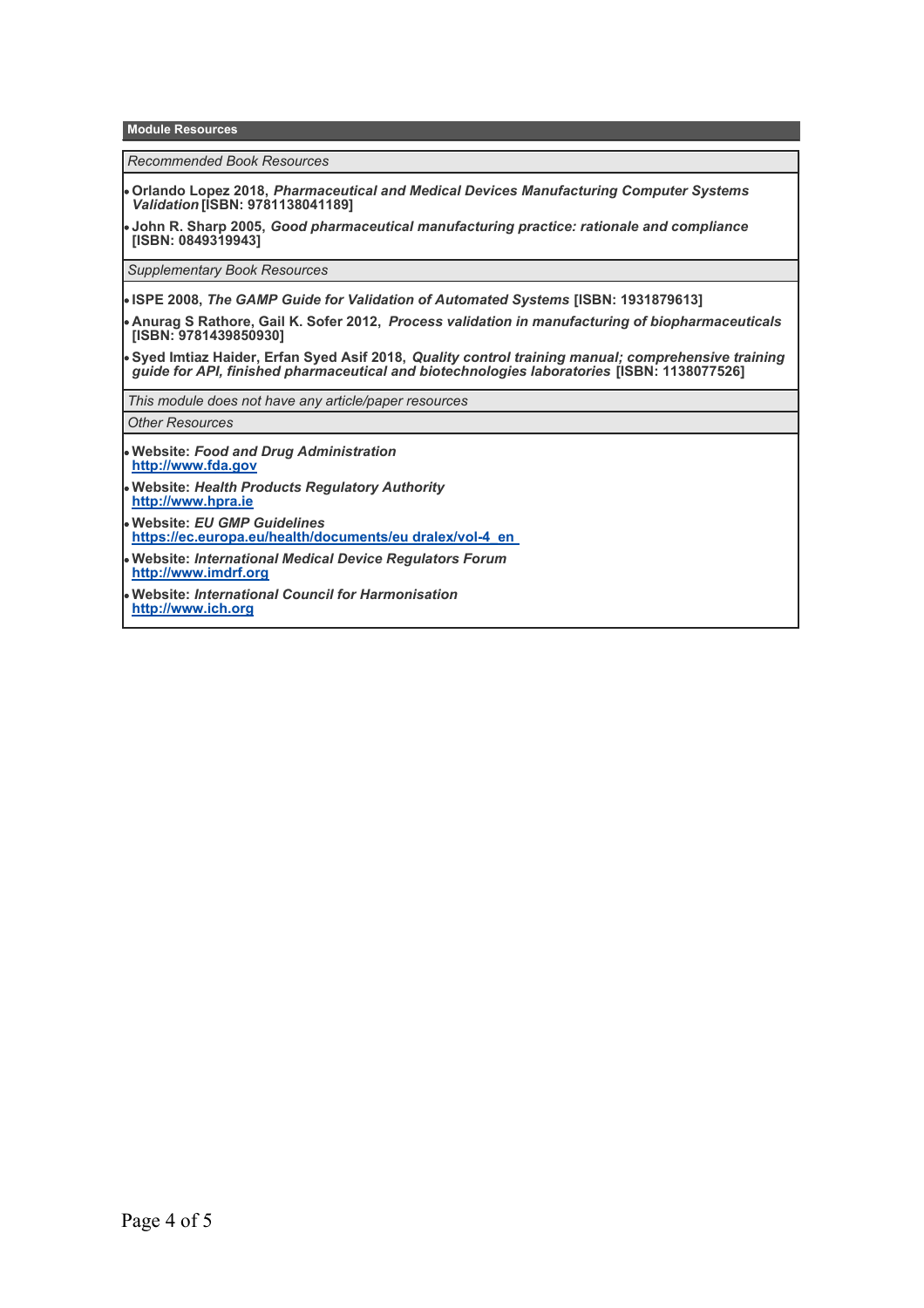## Module Resources

*Recommended Book Resources*

- **Orlando Lopez 2018,** ***Pharmaceutical and Medical Devices Manufacturing Computer Systems Validation*** **[ISBN: 9781138041189]**
- **John R. Sharp 2005,** ***Good pharmaceutical manufacturing practice: rationale and compliance*** **[ISBN: 0849319943]**

*Supplementary Book Resources*

- **ISPE 2008,** ***The GAMP Guide for Validation of Automated Systems*** **[ISBN: 1931879613]**
- **Anurag S Rathore, Gail K. Sofer 2012,** ***Process validation in manufacturing of biopharmaceuticals*** **[ISBN: 9781439850930]**
- **Syed Imtiaz Haider, Erfan Syed Asif 2018,** ***Quality control training manual; comprehensive training guide for API, finished pharmaceutical and biotechnologies laboratories*** **[ISBN: 1138077526]**

*This module does not have any article/paper resources*

*Other Resources*

- **Website:** ***Food and Drug Administration***
  **http://www.fda.gov**
- **Website:** ***Health Products Regulatory Authority***
  **http://www.hpra.ie**
- **Website:** ***EU GMP Guidelines***
  **https://ec.europa.eu/health/documents/eu dralex/vol-4_en**
- **Website:** ***International Medical Device Regulators Forum***
  **http://www.imdrf.org**
- **Website:** ***International Council for Harmonisation***
  **http://www.ich.org**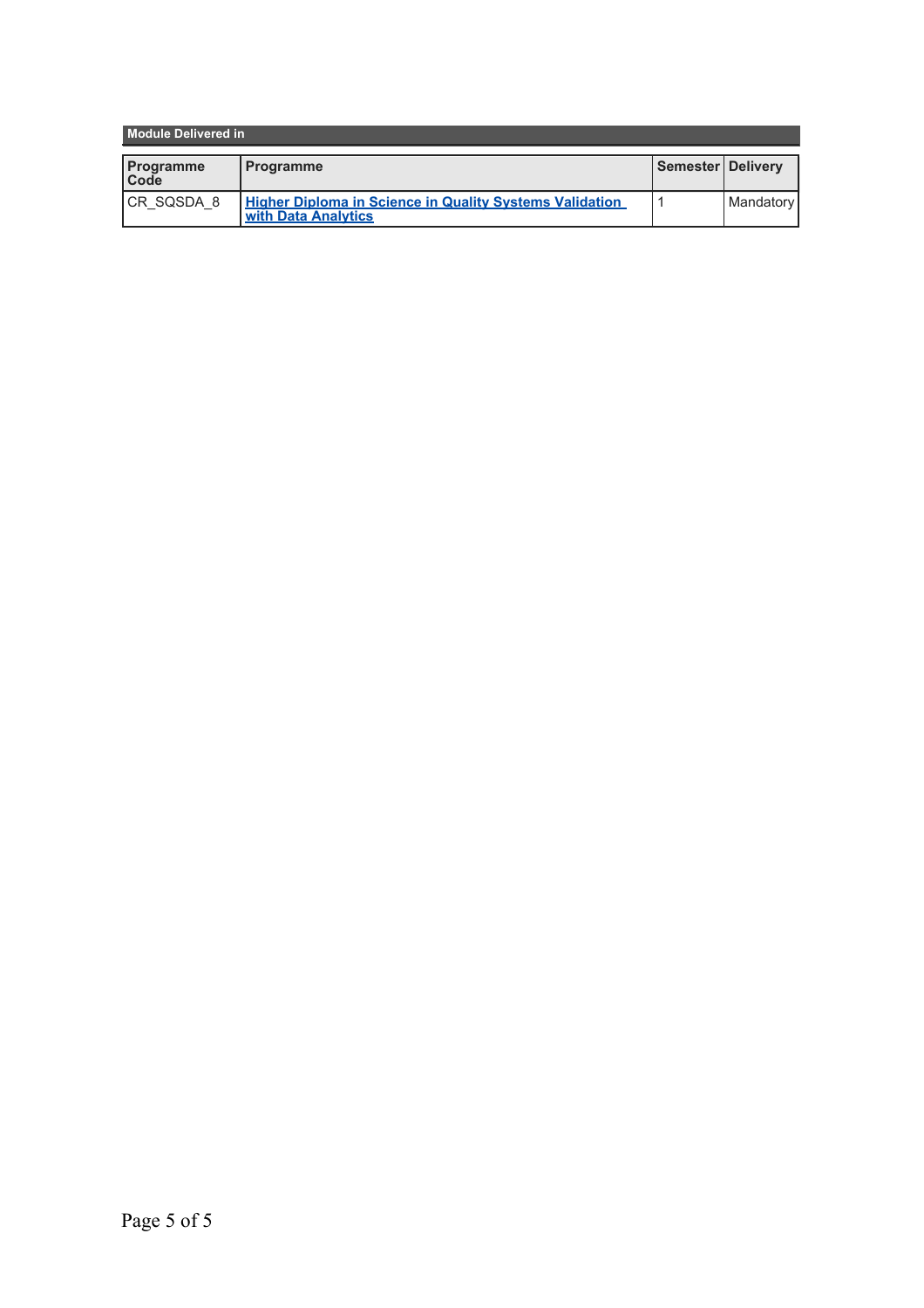### Module Delivered in

| Programme Code | Programme | Semester | Delivery |
|---|---|---|---|
| CR_SQSDA_8 | Higher Diploma in Science in Quality Systems Validation with Data Analytics | 1 | Mandatory |